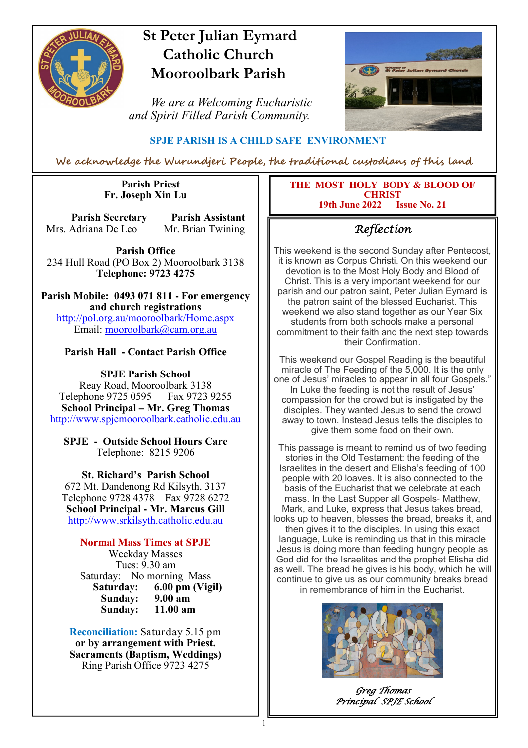# St Peter Julian Eymard Catholic Church Mooroolbark Parish

*We are a Welcoming Eucharistic and Spirit Filled Parish Community.*

**SPJE PARISH IS A CHILD SAFE ENVIRONMENT**

*We acknowledge the Wurundjeri People, the traditional custodians of this land*

**Parish Priest**
**Fr. Joseph Xin Lu**

**Parish Secretary**
Mrs. Adriana De Leo

**Parish Assistant**
Mr. Brian Twining

**Parish Office**
234 Hull Road (PO Box 2) Mooroolbark 3138
**Telephone: 9723 4275**

**Parish Mobile: 0493 071 811 - For emergency and church registrations**
http://pol.org.au/mooroolbark/Home.aspx
Email: mooroolbark@cam.org.au

**Parish Hall - Contact Parish Office**

**SPJE Parish School**
Reay Road, Mooroolbark 3138
Telephone 9725 0595 Fax 9723 9255
**School Principal – Mr. Greg Thomas**
http://www.spjemooroolbark.catholic.edu.au

**SPJE - Outside School Hours Care**
Telephone: 8215 9206

**St. Richard's Parish School**
672 Mt. Dandenong Rd Kilsyth, 3137
Telephone 9728 4378 Fax 9728 6272
**School Principal - Mr. Marcus Gill**
http://www.srkilsyth.catholic.edu.au

**Normal Mass Times at SPJE**
Weekday Masses
Tues: 9.30 am
Saturday: No morning Mass
**Saturday: 6.00 pm (Vigil)**
**Sunday: 9.00 am**
**Sunday: 11.00 am**

**Reconciliation:** Saturday 5.15 pm
**or by arrangement with Priest.**
**Sacraments (Baptism, Weddings)**
Ring Parish Office 9723 4275

**THE MOST HOLY BODY & BLOOD OF CHRIST**
**19th June 2022 Issue No. 21**

## Reflection

This weekend is the second Sunday after Pentecost, it is known as Corpus Christi. On this weekend our devotion is to the Most Holy Body and Blood of Christ. This is a very important weekend for our parish and our patron saint, Peter Julian Eymard is the patron saint of the blessed Eucharist. This weekend we also stand together as our Year Six students from both schools make a personal commitment to their faith and the next step towards their Confirmation.

This weekend our Gospel Reading is the beautiful miracle of The Feeding of the 5,000. It is the only one of Jesus' miracles to appear in all four Gospels." In Luke the feeding is not the result of Jesus' compassion for the crowd but is instigated by the disciples. They wanted Jesus to send the crowd away to town. Instead Jesus tells the disciples to give them some food on their own.

This passage is meant to remind us of two feeding stories in the Old Testament: the feeding of the Israelites in the desert and Elisha's feeding of 100 people with 20 loaves. It is also connected to the basis of the Eucharist that we celebrate at each mass. In the Last Supper all Gospels- Matthew, Mark, and Luke, express that Jesus takes bread, looks up to heaven, blesses the bread, breaks it, and then gives it to the disciples. In using this exact language, Luke is reminding us that in this miracle Jesus is doing more than feeding hungry people as God did for the Israelites and the prophet Elisha did as well. The bread he gives is his body, which he will continue to give us as our community breaks bread in remembrance of him in the Eucharist.

*Greg Thomas*
*Principal SPJE School*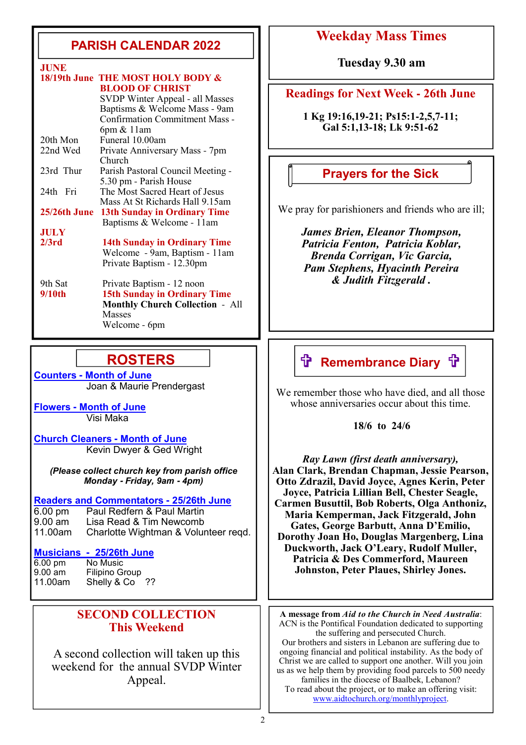## PARISH CALENDAR 2022

**JUNE**

**18/19th June** — **THE MOST HOLY BODY & BLOOD OF CHRIST**
SVDP Winter Appeal - all Masses
Baptisms & Welcome Mass - 9am
Confirmation Commitment Mass - 6pm & 11am

20th Mon — Funeral 10.00am

22nd Wed — Private Anniversary Mass - 7pm Church

23rd Thur — Parish Pastoral Council Meeting - 5.30 pm - Parish House

24th Fri — The Most Sacred Heart of Jesus Mass At St Richards Hall 9.15am

**25/26th June** — **13th Sunday in Ordinary Time**
Baptisms & Welcome - 11am

**JULY**

**2/3rd** — **14th Sunday in Ordinary Time**
Welcome - 9am, Baptism - 11am
Private Baptism - 12.30pm

9th Sat — Private Baptism - 12 noon

**9/10th** — **15th Sunday in Ordinary Time**
**Monthly Church Collection** - All Masses
Welcome - 6pm

## ROSTERS

**Counters - Month of June**
Joan & Maurie Prendergast

**Flowers - Month of June**
Visi Maka

**Church Cleaners - Month of June**
Kevin Dwyer & Ged Wright

***(Please collect church key from parish office Monday - Friday, 9am - 4pm)***

**Readers and Commentators - 25/26th June**

| | |
|---|---|
| 6.00 pm | Paul Redfern & Paul Martin |
| 9.00 am | Lisa Read & Tim Newcomb |
| 11.00am | Charlotte Wightman & Volunteer reqd. |

**Musicians - 25/26th June**

| | |
|---|---|
| 6.00 pm | No Music |
| 9.00 am | Filipino Group |
| 11.00am | Shelly & Co ?? |

## SECOND COLLECTION
## This Weekend

A second collection will taken up this weekend for the annual SVDP Winter Appeal.

## Weekday Mass Times

**Tuesday 9.30 am**

## Readings for Next Week - 26th June

**1 Kg 19:16,19-21; Ps15:1-2,5,7-11; Gal 5:1,13-18; Lk 9:51-62**

## Prayers for the Sick

We pray for parishioners and friends who are ill;

***James Brien, Eleanor Thompson, Patricia Fenton, Patricia Koblar, Brenda Corrigan, Vic Garcia, Pam Stephens, Hyacinth Pereira & Judith Fitzgerald .***

## ✞ Remembrance Diary ✞

We remember those who have died, and all those whose anniversaries occur about this time.

**18/6 to 24/6**

***Ray Lawn (first death anniversary),***
**Alan Clark, Brendan Chapman, Jessie Pearson, Otto Zdrazil, David Joyce, Agnes Kerin, Peter Joyce, Patricia Lillian Bell, Chester Seagle, Carmen Busuttil, Bob Roberts, Olga Anthoniz, Maria Kemperman, Jack Fitzgerald, John Gates, George Barbutt, Anna D'Emilio, Dorothy Joan Ho, Douglas Margenberg, Lina Duckworth, Jack O'Leary, Rudolf Muller, Patricia & Des Commerford, Maureen Johnston, Peter Plaues, Shirley Jones.**

**A message from *Aid to the Church in Need Australia*:**
ACN is the Pontifical Foundation dedicated to supporting the suffering and persecuted Church.
Our brothers and sisters in Lebanon are suffering due to ongoing financial and political instability. As the body of Christ we are called to support one another. Will you join us as we help them by providing food parcels to 500 needy families in the diocese of Baalbek, Lebanon?
To read about the project, or to make an offering visit: www.aidtochurch.org/monthlyproject.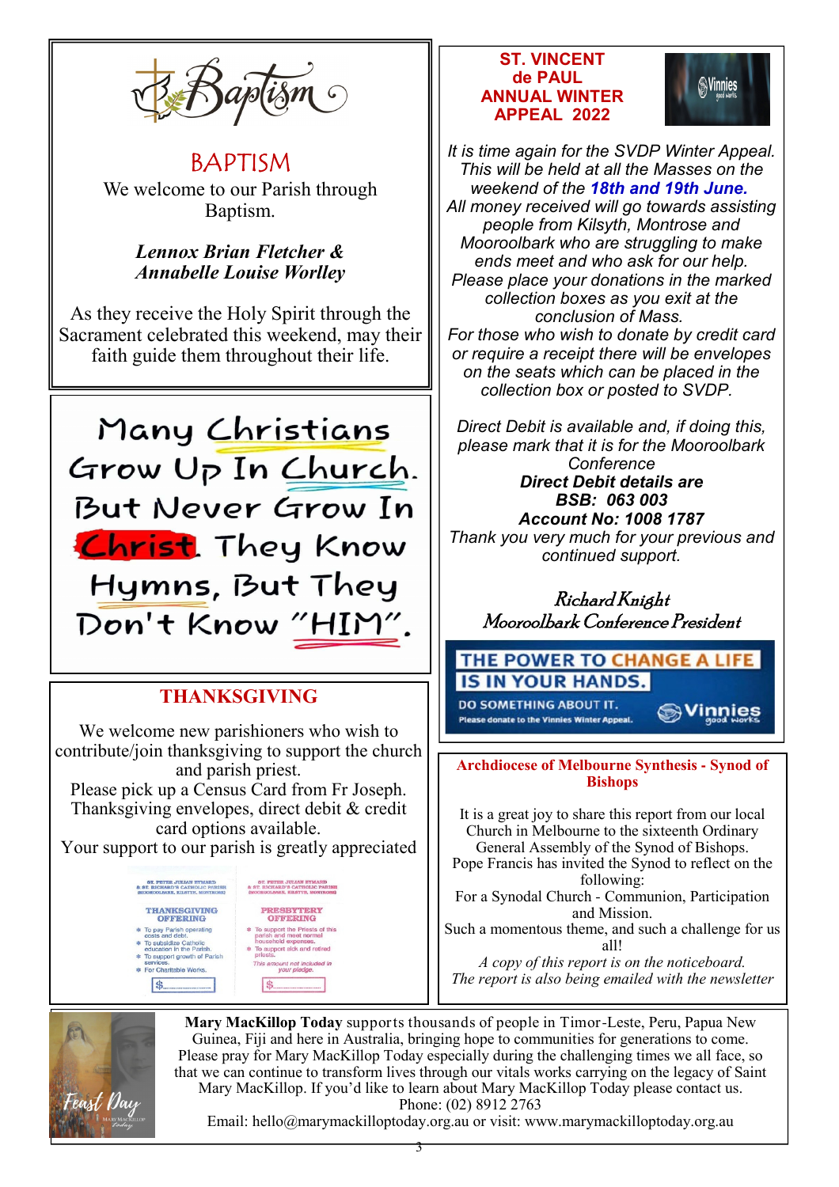# BAPTISM

We welcome to our Parish through Baptism.

***Lennox Brian Fletcher & Annabelle Louise Worlley***

As they receive the Holy Spirit through the Sacrament celebrated this weekend, may their faith guide them throughout their life.

Many Christians Grow Up In Church. But Never Grow In Christ. They Know Hymns, But They Don't Know "HIM".

## THANKSGIVING

We welcome new parishioners who wish to contribute/join thanksgiving to support the church and parish priest.

Please pick up a Census Card from Fr Joseph.

Thanksgiving envelopes, direct debit & credit card options available.

Your support to our parish is greatly appreciated

## ST. VINCENT de PAUL ANNUAL WINTER APPEAL 2022

*It is time again for the SVDP Winter Appeal. This will be held at all the Masses on the weekend of the* ***18th and 19th June.***

*All money received will go towards assisting people from Kilsyth, Montrose and Mooroolbark who are struggling to make ends meet and who ask for our help.*

*Please place your donations in the marked collection boxes as you exit at the conclusion of Mass.*

*For those who wish to donate by credit card or require a receipt there will be envelopes on the seats which can be placed in the collection box or posted to SVDP.*

*Direct Debit is available and, if doing this, please mark that it is for the Mooroolbark Conference*

***Direct Debit details are***

***BSB: 063 003***

***Account No: 1008 1787***

*Thank you very much for your previous and continued support.*

*Richard Knight*
*Mooroolbark Conference President*

THE POWER TO CHANGE A LIFE IS IN YOUR HANDS.
DO SOMETHING ABOUT IT.
Please donate to the Vinnies Winter Appeal.

## Archdiocese of Melbourne Synthesis - Synod of Bishops

It is a great joy to share this report from our local Church in Melbourne to the sixteenth Ordinary General Assembly of the Synod of Bishops.

Pope Francis has invited the Synod to reflect on the following:

For a Synodal Church - Communion, Participation and Mission.

Such a momentous theme, and such a challenge for us all!

*A copy of this report is on the noticeboard.*

*The report is also being emailed with the newsletter*

**Mary MacKillop Today** supports thousands of people in Timor-Leste, Peru, Papua New Guinea, Fiji and here in Australia, bringing hope to communities for generations to come. Please pray for Mary MacKillop Today especially during the challenging times we all face, so that we can continue to transform lives through our vitals works carrying on the legacy of Saint Mary MacKillop. If you'd like to learn about Mary MacKillop Today please contact us.

Phone: (02) 8912 2763

Email: hello@marymackilloptoday.org.au or visit: www.marymackilloptoday.org.au